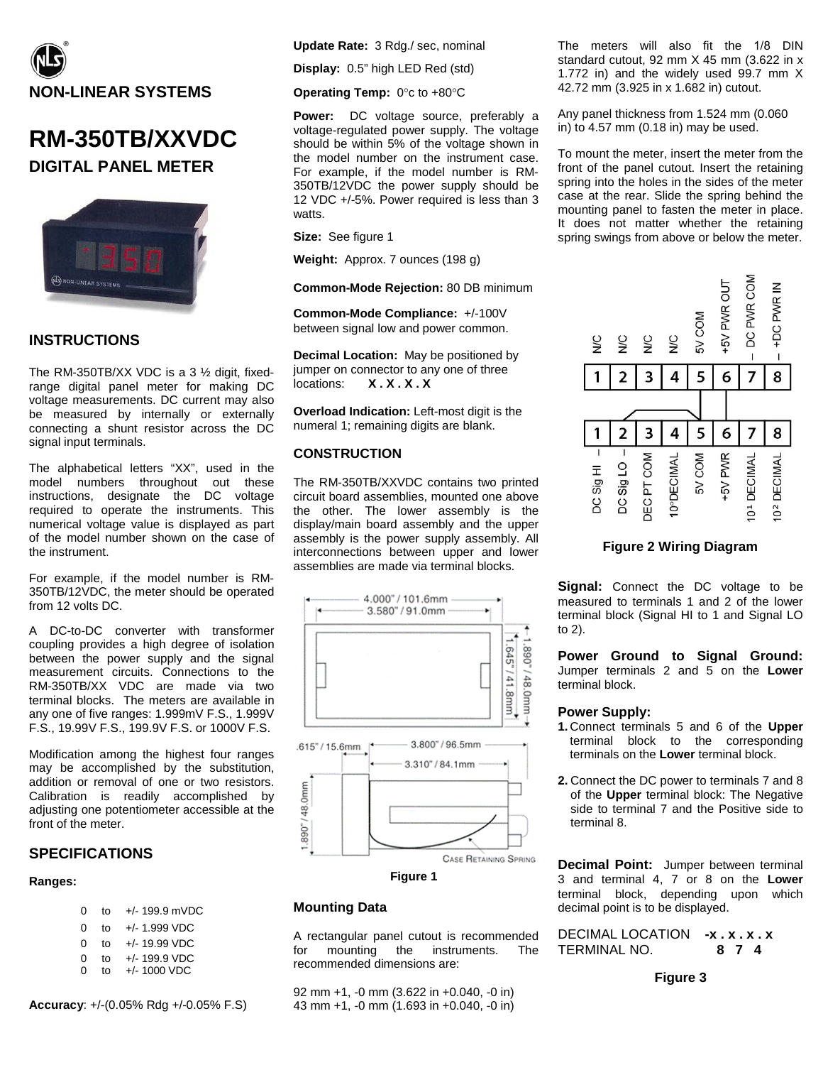NON-LINEAR SYSTEMS

# RM-350TB/XXVDC

## DIGITAL PANEL METER

## INSTRUCTIONS

The RM-350TB/XX VDC is a 3 ½ digit, fixed-range digital panel meter for making DC voltage measurements. DC current may also be measured by internally or externally connecting a shunt resistor across the DC signal input terminals.

The alphabetical letters "XX", used in the model numbers throughout out these instructions, designate the DC voltage required to operate the instruments. This numerical voltage value is displayed as part of the model number shown on the case of the instrument.

For example, if the model number is RM-350TB/12VDC, the meter should be operated from 12 volts DC.

A DC-to-DC converter with transformer coupling provides a high degree of isolation between the power supply and the signal measurement circuits. Connections to the RM-350TB/XX VDC are made via two terminal blocks. The meters are available in any one of five ranges: 1.999mV F.S., 1.999V F.S., 19.99V F.S., 199.9V F.S. or 1000V F.S.

Modification among the highest four ranges may be accomplished by the substitution, addition or removal of one or two resistors. Calibration is readily accomplished by adjusting one potentiometer accessible at the front of the meter.

## SPECIFICATIONS

**Ranges:**

0 to +/- 199.9 mVDC
0 to +/- 1.999 VDC
0 to +/- 19.99 VDC
0 to +/- 199.9 VDC
0 to +/- 1000 VDC

**Accuracy**: +/-(0.05% Rdg +/-0.05% F.S)

**Update Rate:** 3 Rdg./ sec, nominal

**Display:** 0.5" high LED Red (std)

**Operating Temp:** 0°c to +80°C

**Power:** DC voltage source, preferably a voltage-regulated power supply. The voltage should be within 5% of the voltage shown in the model number on the instrument case. For example, if the model number is RM-350TB/12VDC the power supply should be 12 VDC +/-5%. Power required is less than 3 watts.

**Size:** See figure 1

**Weight:** Approx. 7 ounces (198 g)

**Common-Mode Rejection:** 80 DB minimum

**Common-Mode Compliance:** +/-100V between signal low and power common.

**Decimal Location:** May be positioned by jumper on connector to any one of three locations: **X . X . X . X**

**Overload Indication:** Left-most digit is the numeral 1; remaining digits are blank.

## CONSTRUCTION

The RM-350TB/XXVDC contains two printed circuit board assemblies, mounted one above the other. The lower assembly is the display/main board assembly and the upper assembly is the power supply assembly. All interconnections between upper and lower assemblies are made via terminal blocks.

4.000" / 101.6mm
3.580" / 91.0mm
1.890" / 48.0mm
1.645" / 41.8mm
.615" / 15.6mm
3.800" / 96.5mm
3.310" / 84.1mm
1.890" / 48.0mm
CASE RETAINING SPRING

Figure 1

## Mounting Data

A rectangular panel cutout is recommended for mounting the instruments. The recommended dimensions are:

92 mm +1, -0 mm (3.622 in +0.040, -0 in)
43 mm +1, -0 mm (1.693 in +0.040, -0 in)

The meters will also fit the 1/8 DIN standard cutout, 92 mm X 45 mm (3.622 in x 1.772 in) and the widely used 99.7 mm X 42.72 mm (3.925 in x 1.682 in) cutout.

Any panel thickness from 1.524 mm (0.060 in) to 4.57 mm (0.18 in) may be used.

To mount the meter, insert the meter from the front of the panel cutout. Insert the retaining spring into the holes in the sides of the meter case at the rear. Slide the spring behind the mounting panel to fasten the meter in place. It does not matter whether the retaining spring swings from above or below the meter.

| Upper terminal | 1 | 2 | 3 | 4 | 5 | 6 | 7 | 8 |
|---|---|---|---|---|---|---|---|---|
| | N/C | N/C | N/C | N/C | 5V COM | +5V PWR OUT | – DC PWR COM | – +DC PWR IN |

| Lower terminal | 1 | 2 | 3 | 4 | 5 | 6 | 7 | 8 |
|---|---|---|---|---|---|---|---|---|
| | DC Sig HI – | DC Sig LO – | DEC PT COM | $10^0$DECIMAL | 5V COM | +5V PWR | $10^1$ DECIMAL | $10^2$ DECIMAL |

**Figure 2 Wiring Diagram**

**Signal:** Connect the DC voltage to be measured to terminals 1 and 2 of the lower terminal block (Signal HI to 1 and Signal LO to 2).

**Power Ground to Signal Ground:** Jumper terminals 2 and 5 on the **Lower** terminal block.

**Power Supply:**

1. Connect terminals 5 and 6 of the **Upper** terminal block to the corresponding terminals on the **Lower** terminal block.
2. Connect the DC power to terminals 7 and 8 of the **Upper** terminal block: The Negative side to terminal 7 and the Positive side to terminal 8.

**Decimal Point:** Jumper between terminal 3 and terminal 4, 7 or 8 on the **Lower** terminal block, depending upon which decimal point is to be displayed.

| DECIMAL LOCATION | **-x . x . x . x** |
|---|---|
| TERMINAL NO. | **8 7 4** |

**Figure 3**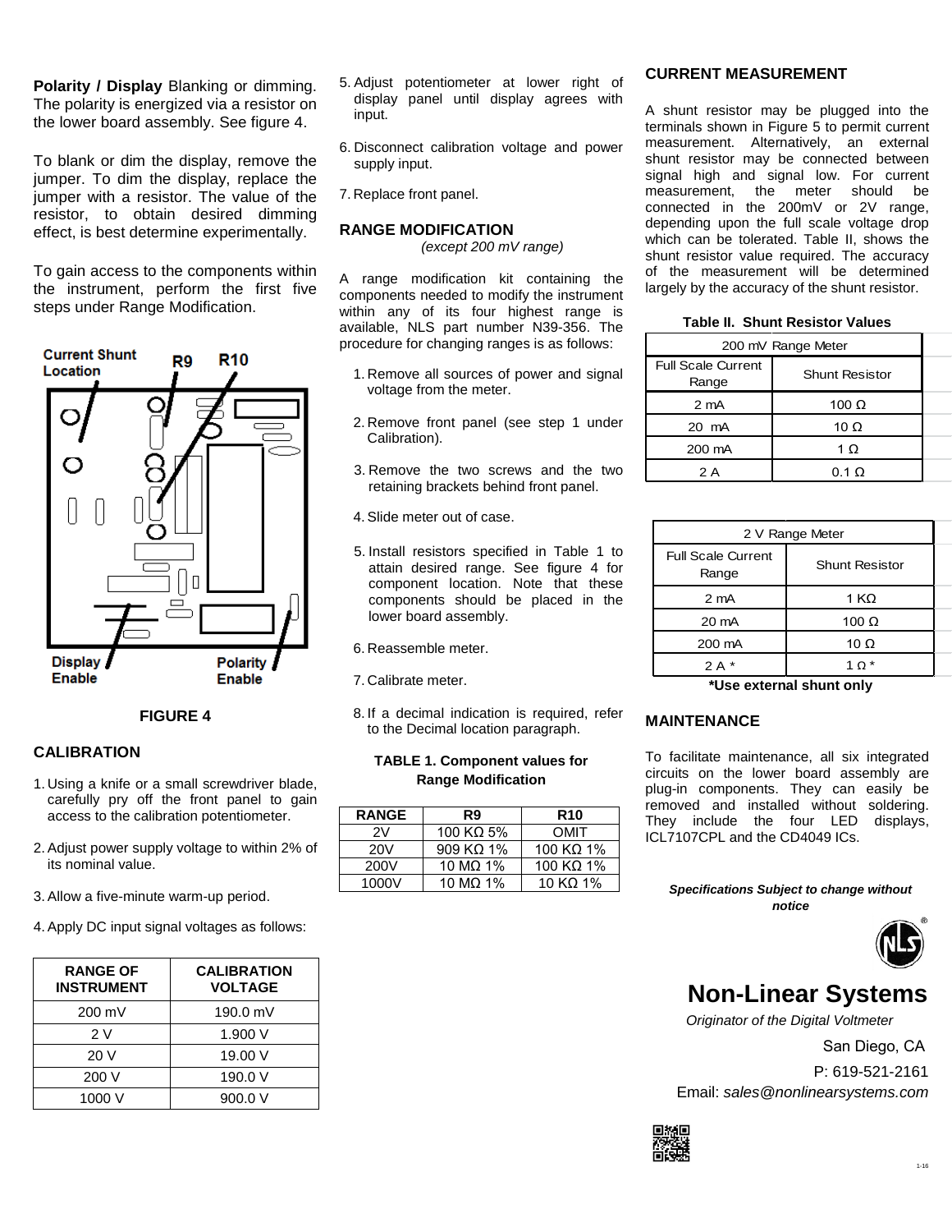**Polarity / Display** Blanking or dimming. The polarity is energized via a resistor on the lower board assembly. See figure 4.

To blank or dim the display, remove the jumper. To dim the display, replace the jumper with a resistor. The value of the resistor, to obtain desired dimming effect, is best determine experimentally.

To gain access to the components within the instrument, perform the first five steps under Range Modification.

Current Shunt Location

R9

R10

Display Enable

Polarity Enable

**FIGURE 4**

## CALIBRATION

1. Using a knife or a small screwdriver blade, carefully pry off the front panel to gain access to the calibration potentiometer.
2. Adjust power supply voltage to within 2% of its nominal value.
3. Allow a five-minute warm-up period.
4. Apply DC input signal voltages as follows:

| RANGE OF INSTRUMENT | CALIBRATION VOLTAGE |
|---|---|
| 200 mV | 190.0 mV |
| 2 V | 1.900 V |
| 20 V | 19.00 V |
| 200 V | 190.0 V |
| 1000 V | 900.0 V |

5. Adjust potentiometer at lower right of display panel until display agrees with input.
6. Disconnect calibration voltage and power supply input.
7. Replace front panel.

## RANGE MODIFICATION

*(except 200 mV range)*

A range modification kit containing the components needed to modify the instrument within any of its four highest range is available, NLS part number N39-356. The procedure for changing ranges is as follows:

1. Remove all sources of power and signal voltage from the meter.
2. Remove front panel (see step 1 under Calibration).
3. Remove the two screws and the two retaining brackets behind front panel.
4. Slide meter out of case.
5. Install resistors specified in Table 1 to attain desired range. See figure 4 for component location. Note that these components should be placed in the lower board assembly.
6. Reassemble meter.
7. Calibrate meter.
8. If a decimal indication is required, refer to the Decimal location paragraph.

**TABLE 1. Component values for Range Modification**

| RANGE | R9 | R10 |
|---|---|---|
| 2V | 100 KΩ 5% | OMIT |
| 20V | 909 KΩ 1% | 100 KΩ 1% |
| 200V | 10 MΩ 1% | 100 KΩ 1% |
| 1000V | 10 MΩ 1% | 10 KΩ 1% |

## CURRENT MEASUREMENT

A shunt resistor may be plugged into the terminals shown in Figure 5 to permit current measurement. Alternatively, an external shunt resistor may be connected between signal high and signal low. For current measurement, the meter should be connected in the 200mV or 2V range, depending upon the full scale voltage drop which can be tolerated. Table II, shows the shunt resistor value required. The accuracy of the measurement will be determined largely by the accuracy of the shunt resistor.

**Table II. Shunt Resistor Values**

| 200 mV Range Meter | |
|---|---|
| Full Scale Current Range | Shunt Resistor |
| 2 mA | 100 Ω |
| 20 mA | 10 Ω |
| 200 mA | 1 Ω |
| 2 A | 0.1 Ω |

| 2 V Range Meter | |
|---|---|
| Full Scale Current Range | Shunt Resistor |
| 2 mA | 1 KΩ |
| 20 mA | 100 Ω |
| 200 mA | 10 Ω |
| 2 A * | 1 Ω * |

**\*Use external shunt only**

## MAINTENANCE

To facilitate maintenance, all six integrated circuits on the lower board assembly are plug-in components. They can easily be removed and installed without soldering. They include the four LED displays, ICL7107CPL and the CD4049 ICs.

***Specifications Subject to change without notice***

**Non-Linear Systems**

*Originator of the Digital Voltmeter*

San Diego, CA

P: 619-521-2161

Email: *sales@nonlinearsystems.com*

1-16